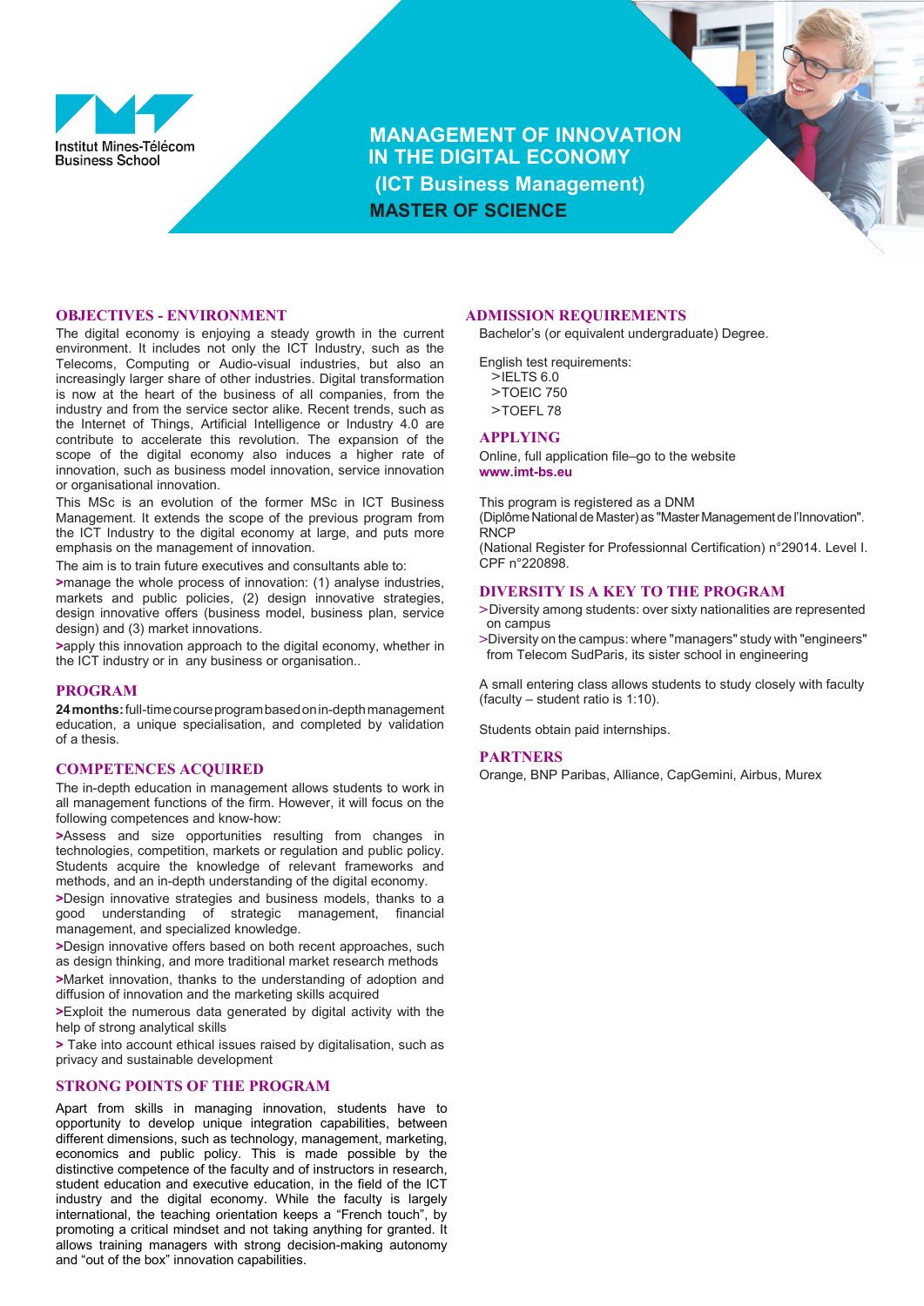Institut Mines-Télécom
Business School

# MANAGEMENT OF INNOVATION IN THE DIGITAL ECONOMY (ICT Business Management) MASTER OF SCIENCE

## OBJECTIVES - ENVIRONMENT

The digital economy is enjoying a steady growth in the current environment. It includes not only the ICT Industry, such as the Telecoms, Computing or Audio-visual industries, but also an increasingly larger share of other industries. Digital transformation is now at the heart of the business of all companies, from the industry and from the service sector alike. Recent trends, such as the Internet of Things, Artificial Intelligence or Industry 4.0 are contribute to accelerate this revolution. The expansion of the scope of the digital economy also induces a higher rate of innovation, such as business model innovation, service innovation or organisational innovation.

This MSc is an evolution of the former MSc in ICT Business Management. It extends the scope of the previous program from the ICT Industry to the digital economy at large, and puts more emphasis on the management of innovation.

The aim is to train future executives and consultants able to:

>manage the whole process of innovation: (1) analyse industries, markets and public policies, (2) design innovative strategies, design innovative offers (business model, business plan, service design) and (3) market innovations.

>apply this innovation approach to the digital economy, whether in the ICT industry or in any business or organisation..

## PROGRAM

**24 months:** full-time course program based on in-depth management education, a unique specialisation, and completed by validation of a thesis.

## COMPETENCES ACQUIRED

The in-depth education in management allows students to work in all management functions of the firm. However, it will focus on the following competences and know-how:

>Assess and size opportunities resulting from changes in technologies, competition, markets or regulation and public policy. Students acquire the knowledge of relevant frameworks and methods, and an in-depth understanding of the digital economy.

>Design innovative strategies and business models, thanks to a good understanding of strategic management, financial management, and specialized knowledge.

>Design innovative offers based on both recent approaches, such as design thinking, and more traditional market research methods

>Market innovation, thanks to the understanding of adoption and diffusion of innovation and the marketing skills acquired

>Exploit the numerous data generated by digital activity with the help of strong analytical skills

> Take into account ethical issues raised by digitalisation, such as privacy and sustainable development

## STRONG POINTS OF THE PROGRAM

Apart from skills in managing innovation, students have to opportunity to develop unique integration capabilities, between different dimensions, such as technology, management, marketing, economics and public policy. This is made possible by the distinctive competence of the faculty and of instructors in research, student education and executive education, in the field of the ICT industry and the digital economy. While the faculty is largely international, the teaching orientation keeps a "French touch", by promoting a critical mindset and not taking anything for granted. It allows training managers with strong decision-making autonomy and "out of the box" innovation capabilities.

## ADMISSION REQUIREMENTS

Bachelor's (or equivalent undergraduate) Degree.

English test requirements:
>IELTS 6.0
>TOEIC 750
>TOEFL 78

## APPLYING

Online, full application file–go to the website **www.imt-bs.eu**

This program is registered as a DNM (Diplôme National de Master) as "Master Management de l'Innovation".
RNCP
(National Register for Professionnal Certification) n°29014. Level I.
CPF n°220898.

## DIVERSITY IS A KEY TO THE PROGRAM

>Diversity among students: over sixty nationalities are represented on campus

>Diversity on the campus: where "managers" study with "engineers" from Telecom SudParis, its sister school in engineering

A small entering class allows students to study closely with faculty (faculty – student ratio is 1:10).

Students obtain paid internships.

## PARTNERS

Orange, BNP Paribas, Alliance, CapGemini, Airbus, Murex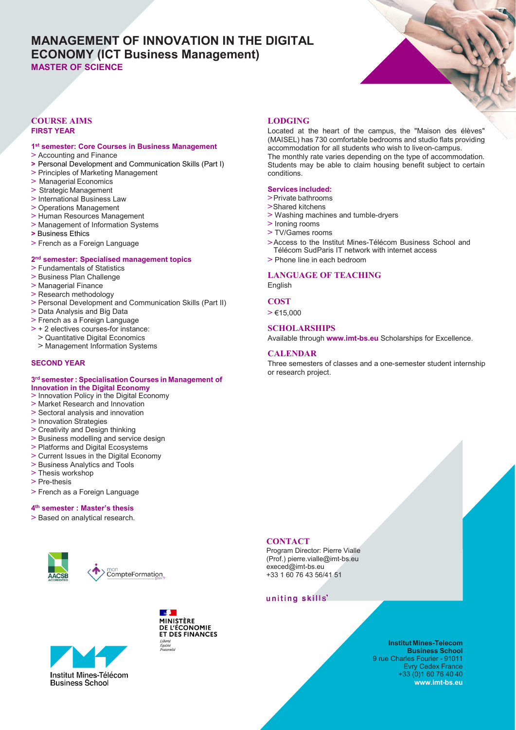# MANAGEMENT OF INNOVATION IN THE DIGITAL ECONOMY (ICT Business Management)

**MASTER OF SCIENCE**

## COURSE AIMS

### FIRST YEAR

#### 1st semester: Core Courses in Business Management

- > Accounting and Finance
- > Personal Development and Communication Skills (Part I)
- > Principles of Marketing Management
- > Managerial Economics
- > Strategic Management
- > International Business Law
- > Operations Management
- > Human Resources Management
- > Management of Information Systems
- > Business Ethics
- > French as a Foreign Language

#### 2nd semester: Specialised management topics

- > Fundamentals of Statistics
- > Business Plan Challenge
- > Managerial Finance
- > Research methodology
- > Personal Development and Communication Skills (Part II)
- > Data Analysis and Big Data
- > French as a Foreign Language
- > + 2 electives courses-for instance:
  - > Quantitative Digital Economics
  - > Management Information Systems

### SECOND YEAR

#### 3rd semester : Specialisation Courses in Management of Innovation in the Digital Economy

- > Innovation Policy in the Digital Economy
- > Market Research and Innovation
- > Sectoral analysis and innovation
- > Innovation Strategies
- > Creativity and Design thinking
- > Business modelling and service design
- > Platforms and Digital Ecosystems
- > Current Issues in the Digital Economy
- > Business Analytics and Tools
- > Thesis workshop
- > Pre-thesis
- > French as a Foreign Language

#### 4th semester : Master's thesis

- > Based on analytical research.

## LODGING

Located at the heart of the campus, the "Maison des élèves" (MAISEL) has 730 comfortable bedrooms and studio flats providing accommodation for all students who wish to live on-campus.
The monthly rate varies depending on the type of accommodation. Students may be able to claim housing benefit subject to certain conditions.

**Services included:**

- > Private bathrooms
- > Shared kitchens
- > Washing machines and tumble-dryers
- > Ironing rooms
- > TV/Games rooms
- > Access to the Institut Mines-Télécom Business School and Télécom SudParis IT network with internet access
- > Phone line in each bedroom

## LANGUAGE OF TEACHING

English

## COST

> €15,000

## SCHOLARSHIPS

Available through **www.imt-bs.eu** Scholarships for Excellence.

## CALENDAR

Three semesters of classes and a one-semester student internship or research project.

## CONTACT

Program Director: Pierre Vialle (Prof.) pierre.vialle@imt-bs.eu
execed@imt-bs.eu
+33 1 60 76 43 56/41 51

uniting skills

AACSB ACCREDITED

mon CompteFormation

MINISTÈRE DE L'ÉCONOMIE ET DES FINANCES
Liberté
Égalité
Fraternité

Institut Mines-Télécom Business School

**Institut Mines-Telecom Business School**
9 rue Charles Fourier - 91011
Evry Cedex France
+33 (0)1 60 76 40 40
**www.imt-bs.eu**